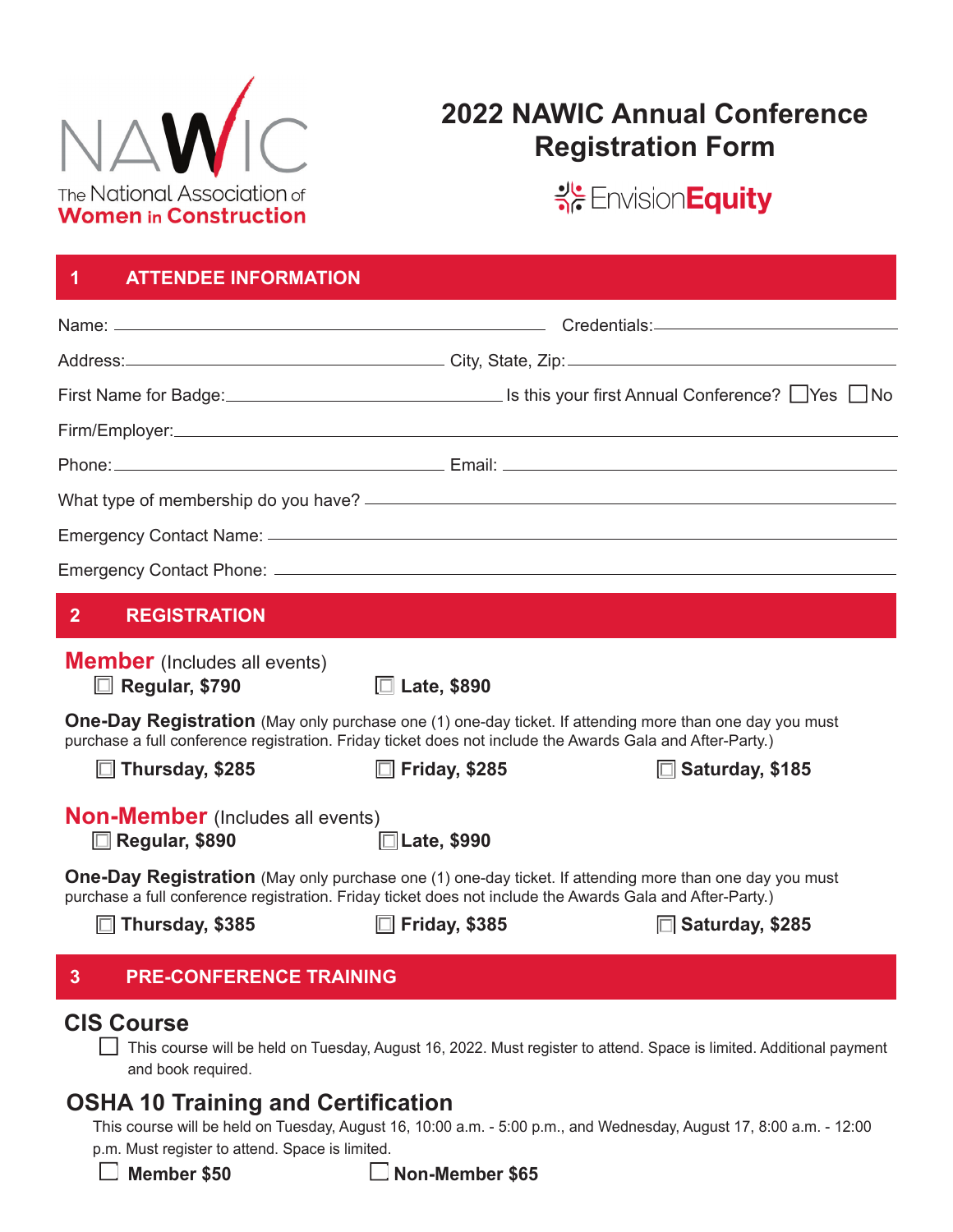NAWIC
The National Association of
Women in Construction

# 2022 NAWIC Annual Conference Registration Form

EnvisionEquity

## 1 ATTENDEE INFORMATION

Name: ______________________ Credentials: ______________________

Address: ______________________ City, State, Zip: ______________________

First Name for Badge: ______________________ Is this your first Annual Conference? ☐ Yes ☐ No

Firm/Employer: ______________________

Phone: ______________________ Email: ______________________

What type of membership do you have? ______________________

Emergency Contact Name: ______________________

Emergency Contact Phone: ______________________

## 2 REGISTRATION

### Member (Includes all events)

☐ **Regular, $790** ☐ **Late, $890**

**One-Day Registration** (May only purchase one (1) one-day ticket. If attending more than one day you must purchase a full conference registration. Friday ticket does not include the Awards Gala and After-Party.)

☐ **Thursday, $285** ☐ **Friday, $285** ☐ **Saturday, $185**

### Non-Member (Includes all events)

☐ **Regular, $890** ☐ **Late, $990**

**One-Day Registration** (May only purchase one (1) one-day ticket. If attending more than one day you must purchase a full conference registration. Friday ticket does not include the Awards Gala and After-Party.)

☐ **Thursday, $385** ☐ **Friday, $385** ☐ **Saturday, $285**

## 3 PRE-CONFERENCE TRAINING

### CIS Course

☐ This course will be held on Tuesday, August 16, 2022. Must register to attend. Space is limited. Additional payment and book required.

### OSHA 10 Training and Certification

This course will be held on Tuesday, August 16, 10:00 a.m. - 5:00 p.m., and Wednesday, August 17, 8:00 a.m. - 12:00 p.m. Must register to attend. Space is limited.

☐ **Member $50** ☐ **Non-Member $65**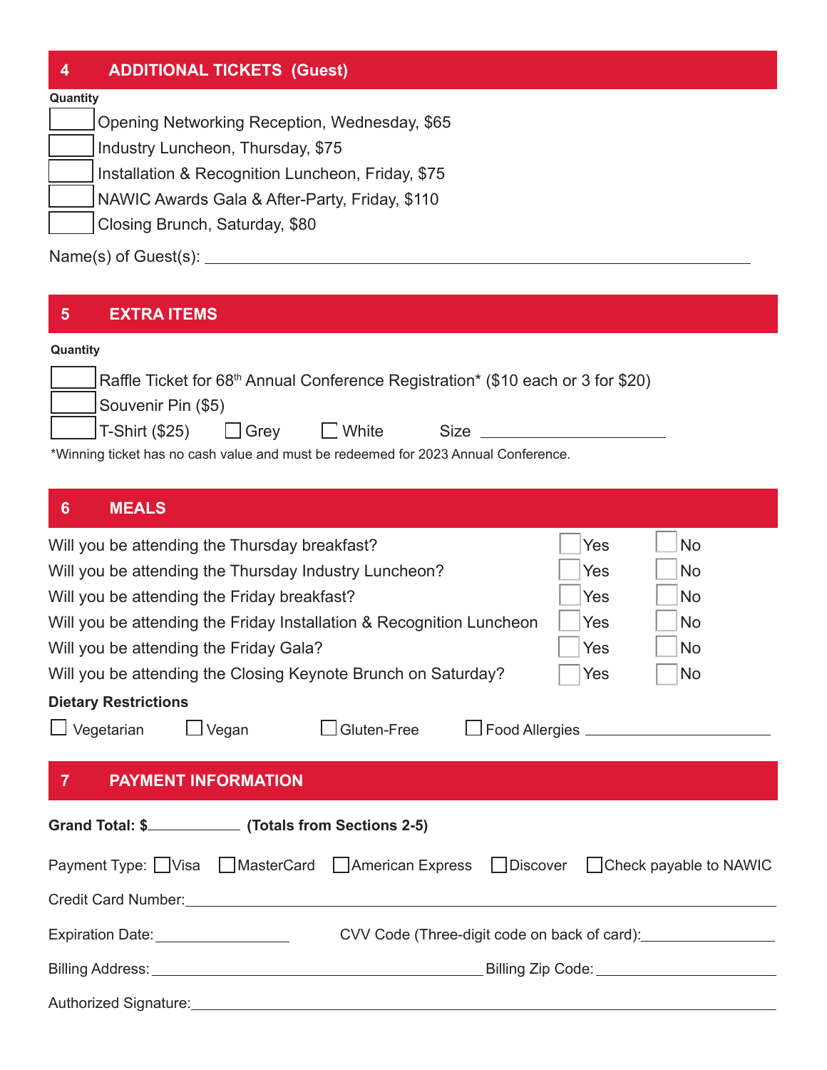## 4 ADDITIONAL TICKETS (Guest)

**Quantity**

- ☐ Opening Networking Reception, Wednesday, $65
- ☐ Industry Luncheon, Thursday, $75
- ☐ Installation & Recognition Luncheon, Friday, $75
- ☐ NAWIC Awards Gala & After-Party, Friday, $110
- ☐ Closing Brunch, Saturday, $80

Name(s) of Guest(s): ______________________________

## 5 EXTRA ITEMS

**Quantity**

- ☐ Raffle Ticket for 68th Annual Conference Registration* ($10 each or 3 for $20)
- ☐ Souvenir Pin ($5)
- ☐ T-Shirt ($25) ☐ Grey ☐ White Size ______________

*Winning ticket has no cash value and must be redeemed for 2023 Annual Conference.

## 6 MEALS

| | | |
|---|---|---|
| Will you be attending the Thursday breakfast? | ☐ Yes | ☐ No |
| Will you be attending the Thursday Industry Luncheon? | ☐ Yes | ☐ No |
| Will you be attending the Friday breakfast? | ☐ Yes | ☐ No |
| Will you be attending the Friday Installation & Recognition Luncheon | ☐ Yes | ☐ No |
| Will you be attending the Friday Gala? | ☐ Yes | ☐ No |
| Will you be attending the Closing Keynote Brunch on Saturday? | ☐ Yes | ☐ No |

**Dietary Restrictions**

☐ Vegetarian ☐ Vegan ☐ Gluten-Free ☐ Food Allergies ______________

## 7 PAYMENT INFORMATION

**Grand Total: $__________ (Totals from Sections 2-5)**

Payment Type: ☐ Visa ☐ MasterCard ☐ American Express ☐ Discover ☐ Check payable to NAWIC

Credit Card Number: ______________________________

Expiration Date: ______________ CVV Code (Three-digit code on back of card): ______________

Billing Address: ______________________________ Billing Zip Code: ______________

Authorized Signature: ______________________________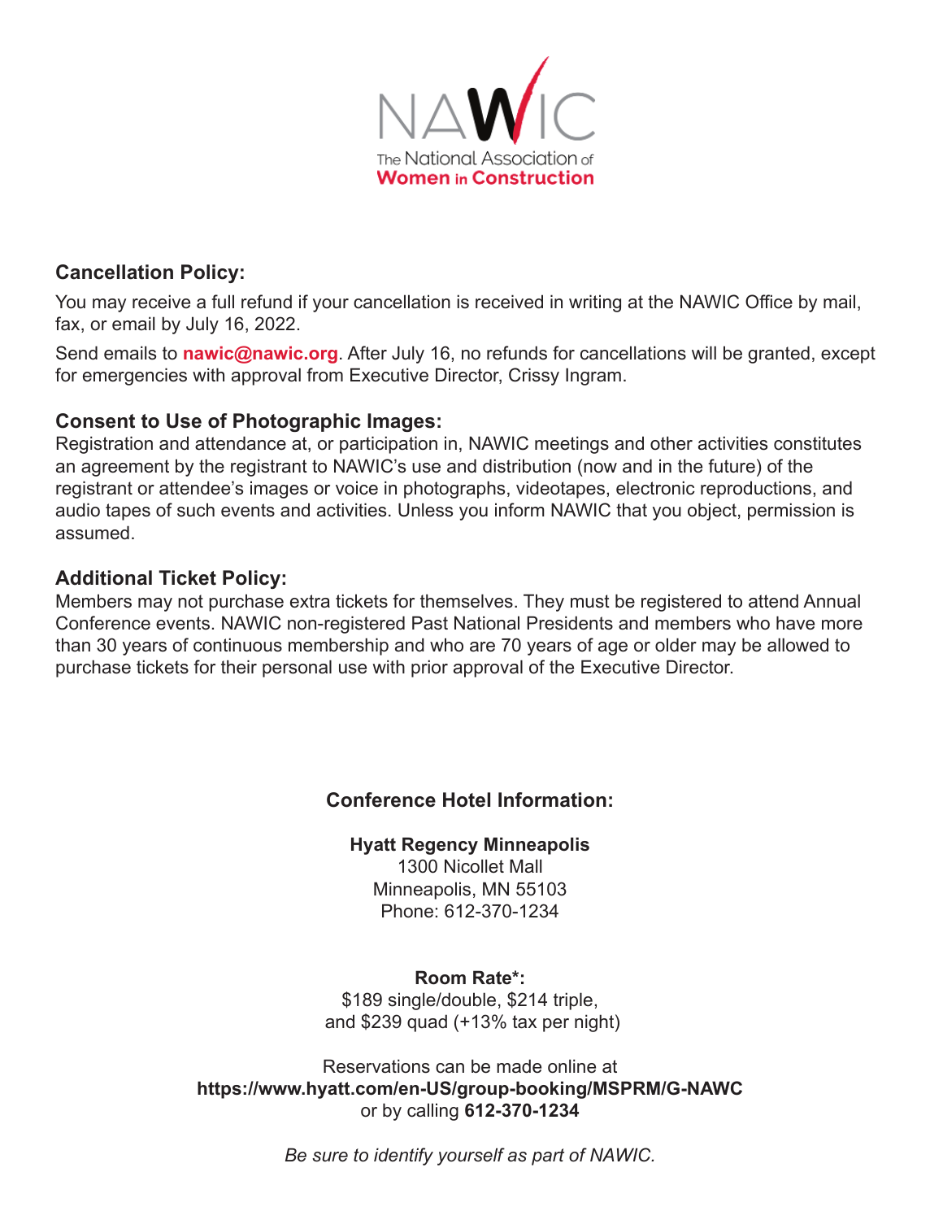NAWIC

The National Association of Women in Construction

## Cancellation Policy:

You may receive a full refund if your cancellation is received in writing at the NAWIC Office by mail, fax, or email by July 16, 2022.

Send emails to **nawic@nawic.org**. After July 16, no refunds for cancellations will be granted, except for emergencies with approval from Executive Director, Crissy Ingram.

## Consent to Use of Photographic Images:

Registration and attendance at, or participation in, NAWIC meetings and other activities constitutes an agreement by the registrant to NAWIC's use and distribution (now and in the future) of the registrant or attendee's images or voice in photographs, videotapes, electronic reproductions, and audio tapes of such events and activities. Unless you inform NAWIC that you object, permission is assumed.

## Additional Ticket Policy:

Members may not purchase extra tickets for themselves. They must be registered to attend Annual Conference events. NAWIC non-registered Past National Presidents and members who have more than 30 years of continuous membership and who are 70 years of age or older may be allowed to purchase tickets for their personal use with prior approval of the Executive Director.

## Conference Hotel Information:

**Hyatt Regency Minneapolis**
1300 Nicollet Mall
Minneapolis, MN 55103
Phone: 612-370-1234

**Room Rate*:**
$189 single/double, $214 triple,
and $239 quad (+13% tax per night)

Reservations can be made online at
**https://www.hyatt.com/en-US/group-booking/MSPRM/G-NAWC**
or by calling **612-370-1234**

*Be sure to identify yourself as part of NAWIC.*